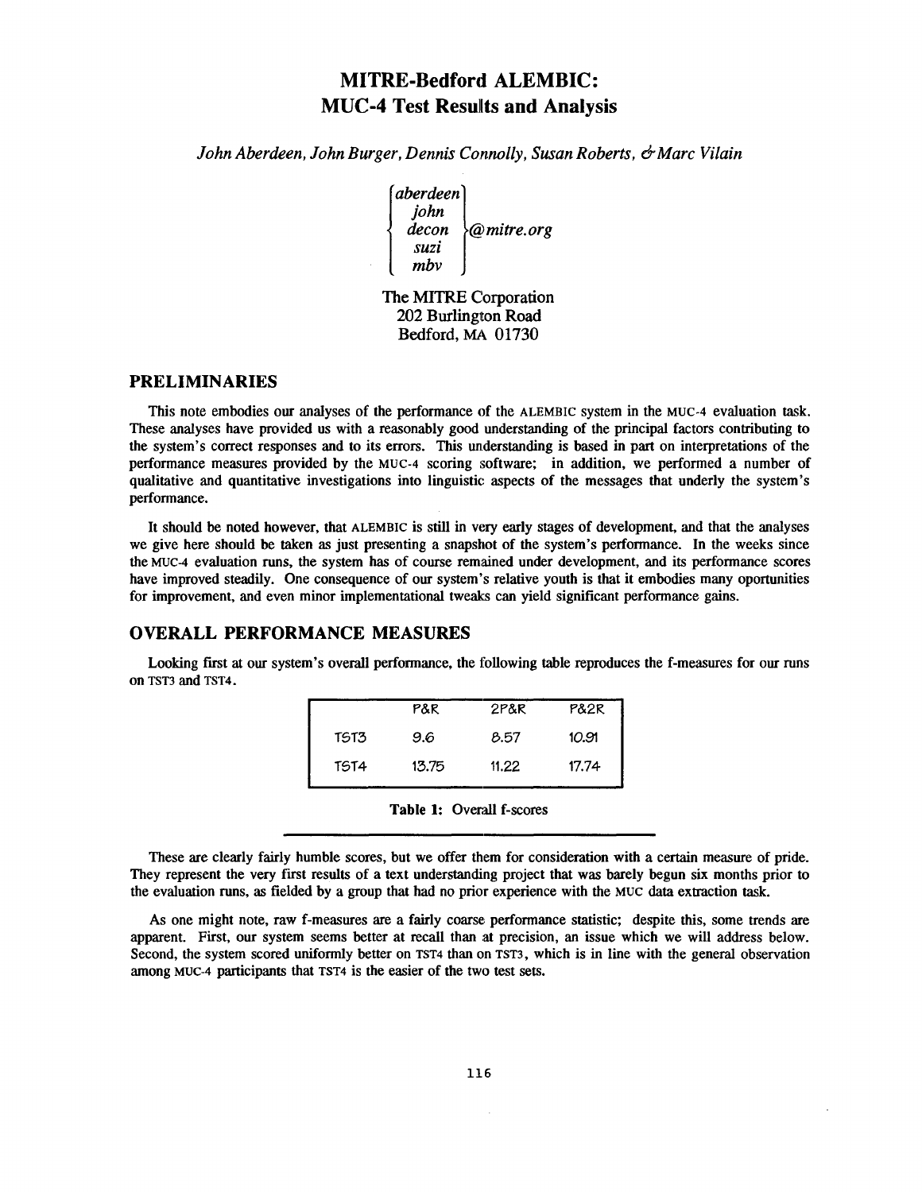# MITRE-Bedford ALEMBIC: MUC-4 Test Results and Analysis

*John Aberdeen, John Burger, Dennis Connolly, Susan Roberts, & Marc Vilain*

{aberdeen, john, decon, suzi, mbv}@mitre.org

The MITRE Corporation
202 Burlington Road
Bedford, MA 01730

## PRELIMINARIES

This note embodies our analyses of the performance of the ALEMBIC system in the MUC-4 evaluation task. These analyses have provided us with a reasonably good understanding of the principal factors contributing to the system's correct responses and to its errors. This understanding is based in part on interpretations of the performance measures provided by the MUC-4 scoring software; in addition, we performed a number of qualitative and quantitative investigations into linguistic aspects of the messages that underly the system's performance.

It should be noted however, that ALEMBIC is still in very early stages of development, and that the analyses we give here should be taken as just presenting a snapshot of the system's performance. In the weeks since the MUC-4 evaluation runs, the system has of course remained under development, and its performance scores have improved steadily. One consequence of our system's relative youth is that it embodies many oportunities for improvement, and even minor implementational tweaks can yield significant performance gains.

## OVERALL PERFORMANCE MEASURES

Looking first at our system's overall performance, the following table reproduces the f-measures for our runs on TST3 and TST4.

| | P&R | 2P&R | P&2R |
|---|---|---|---|
| TST3 | 9.6 | 8.57 | 10.91 |
| TST4 | 13.75 | 11.22 | 17.74 |

**Table 1:** Overall f-scores

These are clearly fairly humble scores, but we offer them for consideration with a certain measure of pride. They represent the very first results of a text understanding project that was barely begun six months prior to the evaluation runs, as fielded by a group that had no prior experience with the MUC data extraction task.

As one might note, raw f-measures are a fairly coarse performance statistic; despite this, some trends are apparent. First, our system seems better at recall than at precision, an issue which we will address below. Second, the system scored uniformly better on TST4 than on TST3, which is in line with the general observation among MUC-4 participants that TST4 is the easier of the two test sets.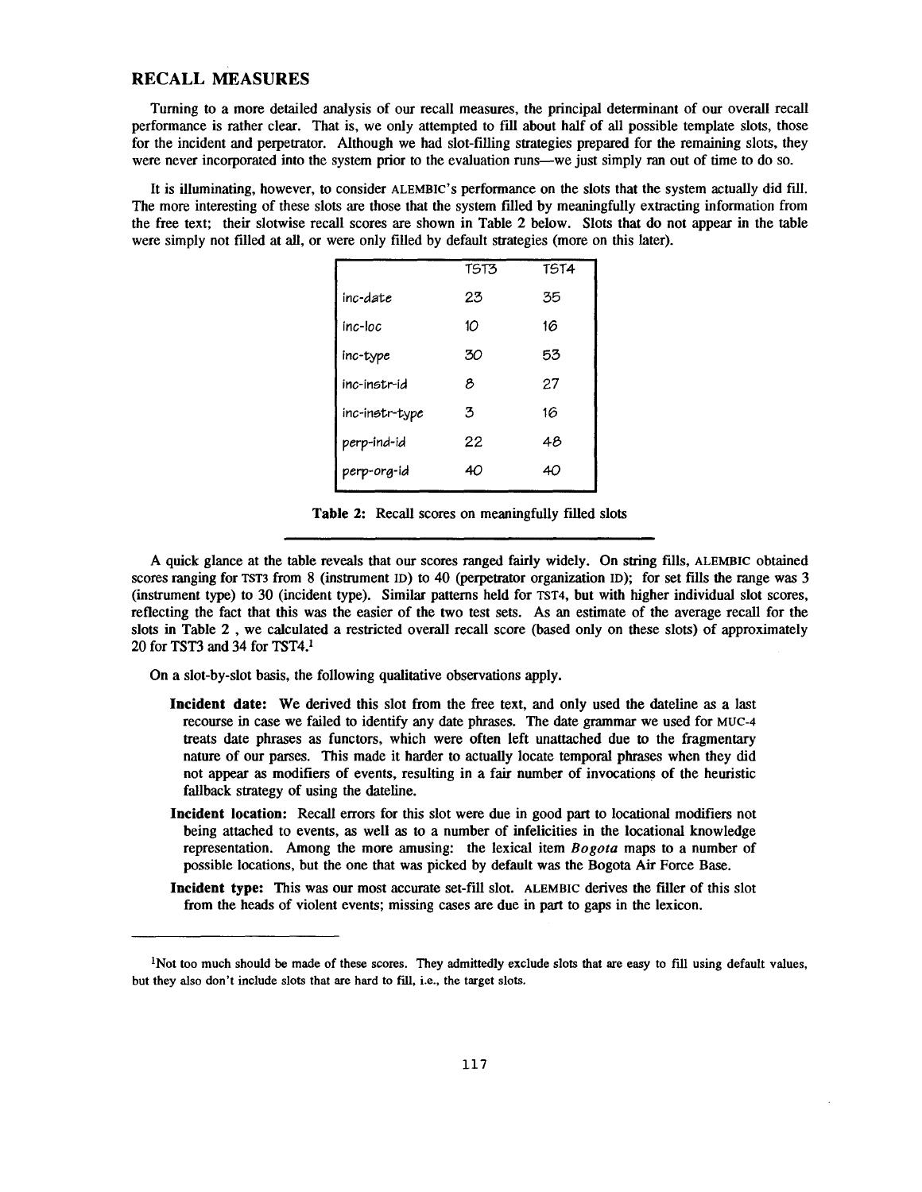## RECALL MEASURES

Turning to a more detailed analysis of our recall measures, the principal determinant of our overall recall performance is rather clear. That is, we only attempted to fill about half of all possible template slots, those for the incident and perpetrator. Although we had slot-filling strategies prepared for the remaining slots, they were never incorporated into the system prior to the evaluation runs—we just simply ran out of time to do so.

It is illuminating, however, to consider ALEMBIC's performance on the slots that the system actually did fill. The more interesting of these slots are those that the system filled by meaningfully extracting information from the free text; their slotwise recall scores are shown in Table 2 below. Slots that do not appear in the table were simply not filled at all, or were only filled by default strategies (more on this later).

| | TST3 | TST4 |
|---|---|---|
| inc-date | 23 | 35 |
| inc-loc | 10 | 16 |
| inc-type | 30 | 53 |
| inc-instr-id | 8 | 27 |
| inc-instr-type | 3 | 16 |
| perp-ind-id | 22 | 48 |
| perp-org-id | 40 | 40 |

**Table 2:** Recall scores on meaningfully filled slots

A quick glance at the table reveals that our scores ranged fairly widely. On string fills, ALEMBIC obtained scores ranging for TST3 from 8 (instrument ID) to 40 (perpetrator organization ID); for set fills the range was 3 (instrument type) to 30 (incident type). Similar patterns held for TST4, but with higher individual slot scores, reflecting the fact that this was the easier of the two test sets. As an estimate of the average recall for the slots in Table 2 , we calculated a restricted overall recall score (based only on these slots) of approximately 20 for TST3 and 34 for TST4.[1]

On a slot-by-slot basis, the following qualitative observations apply.

**Incident date:** We derived this slot from the free text, and only used the dateline as a last recourse in case we failed to identify any date phrases. The date grammar we used for MUC-4 treats date phrases as functors, which were often left unattached due to the fragmentary nature of our parses. This made it harder to actually locate temporal phrases when they did not appear as modifiers of events, resulting in a fair number of invocations of the heuristic fallback strategy of using the dateline.

**Incident location:** Recall errors for this slot were due in good part to locational modifiers not being attached to events, as well as to a number of infelicities in the locational knowledge representation. Among the more amusing: the lexical item *Bogota* maps to a number of possible locations, but the one that was picked by default was the Bogota Air Force Base.

**Incident type:** This was our most accurate set-fill slot. ALEMBIC derives the filler of this slot from the heads of violent events; missing cases are due in part to gaps in the lexicon.

---

[1]Not too much should be made of these scores. They admittedly exclude slots that are easy to fill using default values, but they also don't include slots that are hard to fill, i.e., the target slots.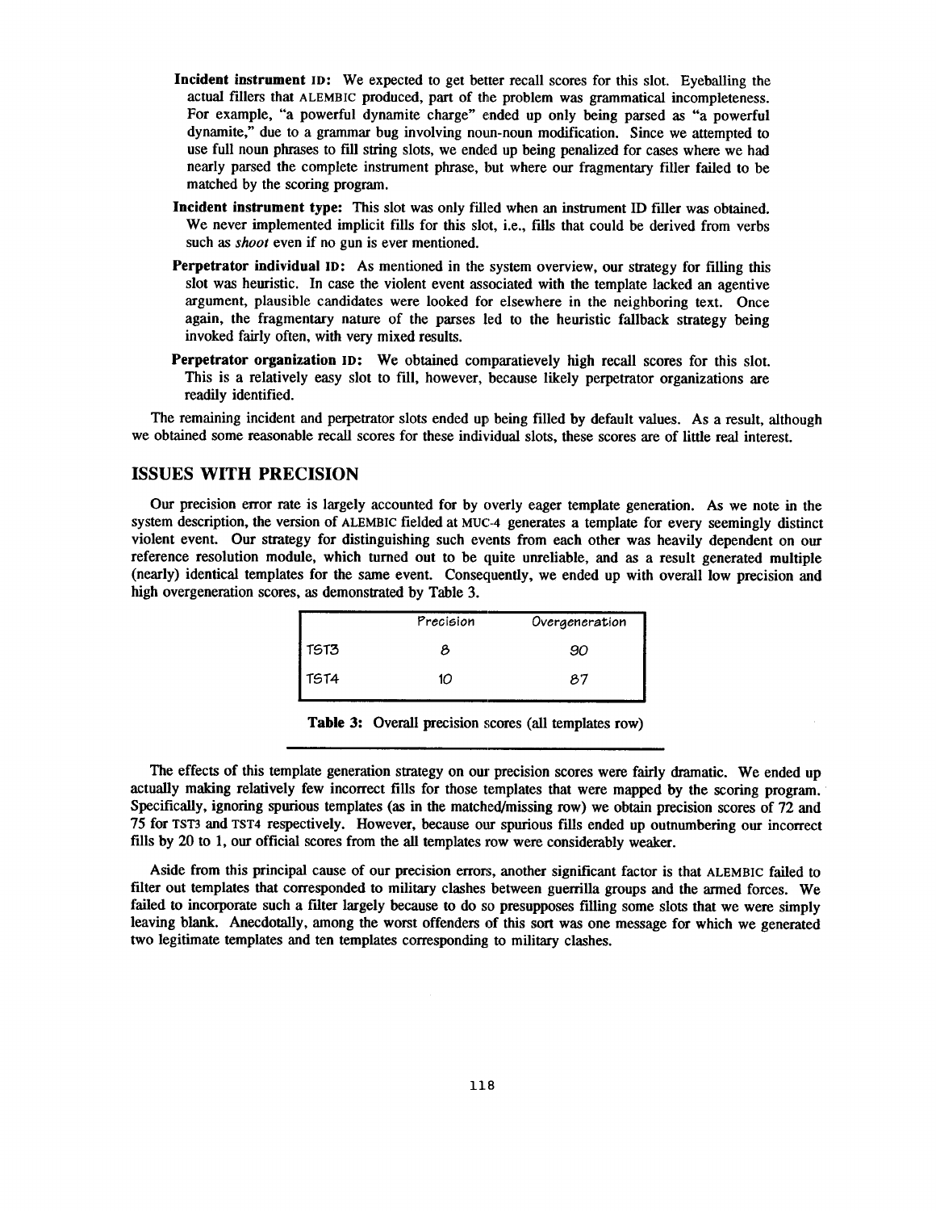**Incident instrument ID:** We expected to get better recall scores for this slot. Eyeballing the actual fillers that ALEMBIC produced, part of the problem was grammatical incompleteness. For example, "a powerful dynamite charge" ended up only being parsed as "a powerful dynamite," due to a grammar bug involving noun-noun modification. Since we attempted to use full noun phrases to fill string slots, we ended up being penalized for cases where we had nearly parsed the complete instrument phrase, but where our fragmentary filler failed to be matched by the scoring program.

**Incident instrument type:** This slot was only filled when an instrument ID filler was obtained. We never implemented implicit fills for this slot, i.e., fills that could be derived from verbs such as *shoot* even if no gun is ever mentioned.

**Perpetrator individual ID:** As mentioned in the system overview, our strategy for filling this slot was heuristic. In case the violent event associated with the template lacked an agentive argument, plausible candidates were looked for elsewhere in the neighboring text. Once again, the fragmentary nature of the parses led to the heuristic fallback strategy being invoked fairly often, with very mixed results.

**Perpetrator organization ID:** We obtained comparatievely high recall scores for this slot. This is a relatively easy slot to fill, however, because likely perpetrator organizations are readily identified.

The remaining incident and perpetrator slots ended up being filled by default values. As a result, although we obtained some reasonable recall scores for these individual slots, these scores are of little real interest.

## ISSUES WITH PRECISION

Our precision error rate is largely accounted for by overly eager template generation. As we note in the system description, the version of ALEMBIC fielded at MUC-4 generates a template for every seemingly distinct violent event. Our strategy for distinguishing such events from each other was heavily dependent on our reference resolution module, which turned out to be quite unreliable, and as a result generated multiple (nearly) identical templates for the same event. Consequently, we ended up with overall low precision and high overgeneration scores, as demonstrated by Table 3.

| | Precision | Overgeneration |
|---|---|---|
| TST3 | 8 | 90 |
| TST4 | 10 | 87 |

**Table 3:** Overall precision scores (all templates row)

The effects of this template generation strategy on our precision scores were fairly dramatic. We ended up actually making relatively few incorrect fills for those templates that were mapped by the scoring program. Specifically, ignoring spurious templates (as in the matched/missing row) we obtain precision scores of 72 and 75 for TST3 and TST4 respectively. However, because our spurious fills ended up outnumbering our incorrect fills by 20 to 1, our official scores from the all templates row were considerably weaker.

Aside from this principal cause of our precision errors, another significant factor is that ALEMBIC failed to filter out templates that corresponded to military clashes between guerrilla groups and the armed forces. We failed to incorporate such a filter largely because to do so presupposes filling some slots that we were simply leaving blank. Anecdotally, among the worst offenders of this sort was one message for which we generated two legitimate templates and ten templates corresponding to military clashes.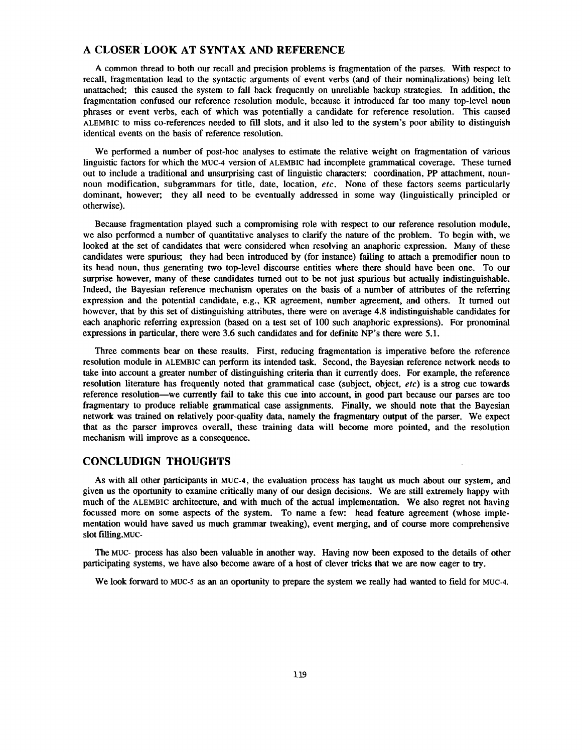## A CLOSER LOOK AT SYNTAX AND REFERENCE

A common thread to both our recall and precision problems is fragmentation of the parses. With respect to recall, fragmentation lead to the syntactic arguments of event verbs (and of their nominalizations) being left unattached; this caused the system to fall back frequently on unreliable backup strategies. In addition, the fragmentation confused our reference resolution module, because it introduced far too many top-level noun phrases or event verbs, each of which was potentially a candidate for reference resolution. This caused ALEMBIC to miss co-references needed to fill slots, and it also led to the system's poor ability to distinguish identical events on the basis of reference resolution.

We performed a number of post-hoc analyses to estimate the relative weight on fragmentation of various linguistic factors for which the MUC-4 version of ALEMBIC had incomplete grammatical coverage. These turned out to include a traditional and unsurprising cast of linguistic characters: coordination, PP attachment, noun-noun modification, subgrammars for title, date, location, *etc.* None of these factors seems particularly dominant, however; they all need to be eventually addressed in some way (linguistically principled or otherwise).

Because fragmentation played such a compromising role with respect to our reference resolution module, we also performed a number of quantitative analyses to clarify the nature of the problem. To begin with, we looked at the set of candidates that were considered when resolving an anaphoric expression. Many of these candidates were spurious; they had been introduced by (for instance) failing to attach a premodifier noun to its head noun, thus generating two top-level discourse entities where there should have been one. To our surprise however, many of these candidates turned out to be not just spurious but actually indistinguishable. Indeed, the Bayesian reference mechanism operates on the basis of a number of attributes of the referring expression and the potential candidate, e.g., KR agreement, number agreement, and others. It turned out however, that by this set of distinguishing attributes, there were on average 4.8 indistinguishable candidates for each anaphoric referring expression (based on a test set of 100 such anaphoric expressions). For pronominal expressions in particular, there were 3.6 such candidates and for definite NP's there were 5.1.

Three comments bear on these results. First, reducing fragmentation is imperative before the reference resolution module in ALEMBIC can perform its intended task. Second, the Bayesian reference network needs to take into account a greater number of distinguishing criteria than it currently does. For example, the reference resolution literature has frequently noted that grammatical case (subject, object, *etc*) is a strog cue towards reference resolution—we currently fail to take this cue into account, in good part because our parses are too fragmentary to produce reliable grammatical case assignments. Finally, we should note that the Bayesian network was trained on relatively poor-quality data, namely the fragmentary output of the parser. We expect that as the parser improves overall, these training data will become more pointed, and the resolution mechanism will improve as a consequence.

## CONCLUDIGN THOUGHTS

As with all other participants in MUC-4, the evaluation process has taught us much about our system, and given us the oportunity to examine critically many of our design decisions. We are still extremely happy with much of the ALEMBIC architecture, and with much of the actual implementation. We also regret not having focussed more on some aspects of the system. To name a few: head feature agreement (whose implementation would have saved us much grammar tweaking), event merging, and of course more comprehensive slot filling.MUC-

The MUC- process has also been valuable in another way. Having now been exposed to the details of other participating systems, we have also become aware of a host of clever tricks that we are now eager to try.

We look forward to MUC-5 as an an oportunity to prepare the system we really had wanted to field for MUC-4.